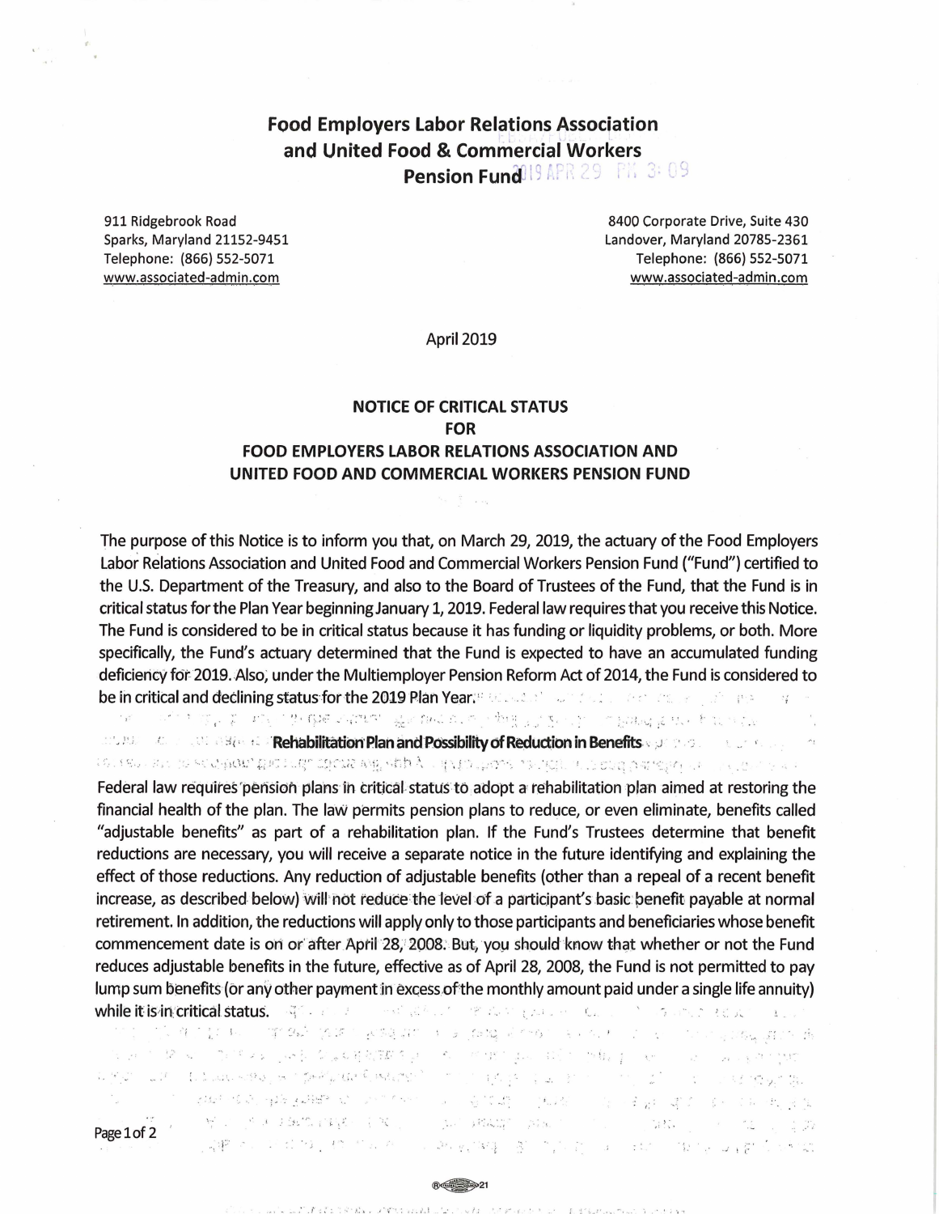# Food Employers Labor Relations Association and United Food & Commercial Workers Pension Fund

2019 APR 29 PM 3:09

911 Ridgebrook Road
Sparks, Maryland 21152-9451
Telephone: (866) 552-5071
www.associated-admin.com

8400 Corporate Drive, Suite 430
Landover, Maryland 20785-2361
Telephone: (866) 552-5071
www.associated-admin.com

April 2019

## NOTICE OF CRITICAL STATUS FOR FOOD EMPLOYERS LABOR RELATIONS ASSOCIATION AND UNITED FOOD AND COMMERCIAL WORKERS PENSION FUND

The purpose of this Notice is to inform you that, on March 29, 2019, the actuary of the Food Employers Labor Relations Association and United Food and Commercial Workers Pension Fund ("Fund") certified to the U.S. Department of the Treasury, and also to the Board of Trustees of the Fund, that the Fund is in critical status for the Plan Year beginning January 1, 2019. Federal law requires that you receive this Notice. The Fund is considered to be in critical status because it has funding or liquidity problems, or both. More specifically, the Fund's actuary determined that the Fund is expected to have an accumulated funding deficiency for 2019. Also, under the Multiemployer Pension Reform Act of 2014, the Fund is considered to be in critical and declining status for the 2019 Plan Year.

### Rehabilitation Plan and Possibility of Reduction in Benefits

Federal law requires pension plans in critical status to adopt a rehabilitation plan aimed at restoring the financial health of the plan. The law permits pension plans to reduce, or even eliminate, benefits called "adjustable benefits" as part of a rehabilitation plan. If the Fund's Trustees determine that benefit reductions are necessary, you will receive a separate notice in the future identifying and explaining the effect of those reductions. Any reduction of adjustable benefits (other than a repeal of a recent benefit increase, as described below) will not reduce the level of a participant's basic benefit payable at normal retirement. In addition, the reductions will apply only to those participants and beneficiaries whose benefit commencement date is on or after April 28, 2008. But, you should know that whether or not the Fund reduces adjustable benefits in the future, effective as of April 28, 2008, the Fund is not permitted to pay lump sum benefits (or any other payment in excess of the monthly amount paid under a single life annuity) while it is in critical status.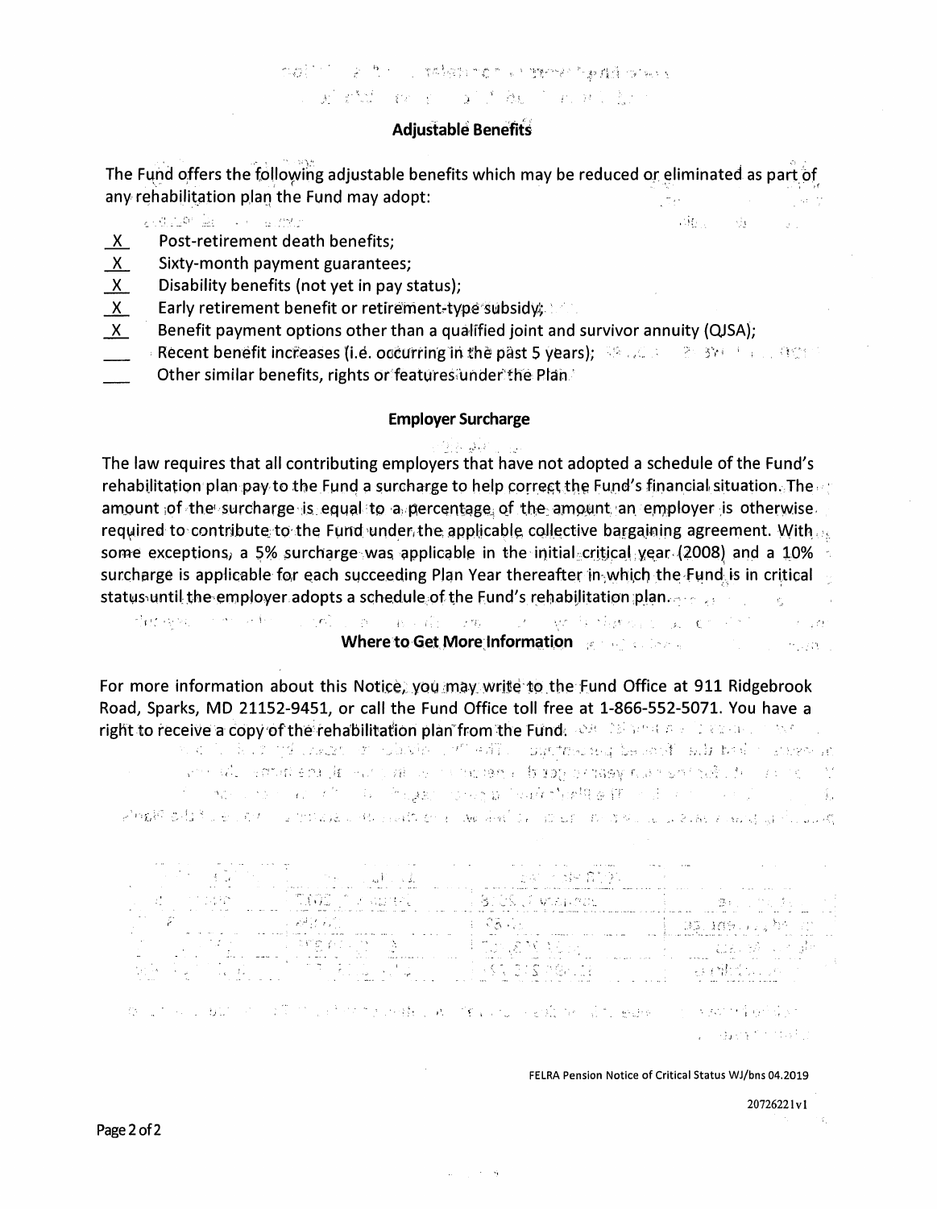## Adjustable Benefits

The Fund offers the following adjustable benefits which may be reduced or eliminated as part of any rehabilitation plan the Fund may adopt:

- X Post-retirement death benefits;
- X Sixty-month payment guarantees;
- X Disability benefits (not yet in pay status);
- X Early retirement benefit or retirement-type subsidy;
- X Benefit payment options other than a qualified joint and survivor annuity (QJSA);
- ___ Recent benefit increases (i.e. occurring in the past 5 years);
- ___ Other similar benefits, rights or features under the Plan

## Employer Surcharge

The law requires that all contributing employers that have not adopted a schedule of the Fund's rehabilitation plan pay to the Fund a surcharge to help correct the Fund's financial situation. The amount of the surcharge is equal to a percentage of the amount an employer is otherwise required to contribute to the Fund under the applicable collective bargaining agreement. With some exceptions, a 5% surcharge was applicable in the initial critical year (2008) and a 10% surcharge is applicable for each succeeding Plan Year thereafter in which the Fund is in critical status until the employer adopts a schedule of the Fund's rehabilitation plan.

## Where to Get More Information

For more information about this Notice, you may write to the Fund Office at 911 Ridgebrook Road, Sparks, MD 21152-9451, or call the Fund Office toll free at 1-866-552-5071. You have a right to receive a copy of the rehabilitation plan from the Fund.

FELRA Pension Notice of Critical Status WJ/bns 04.2019

20726221v1